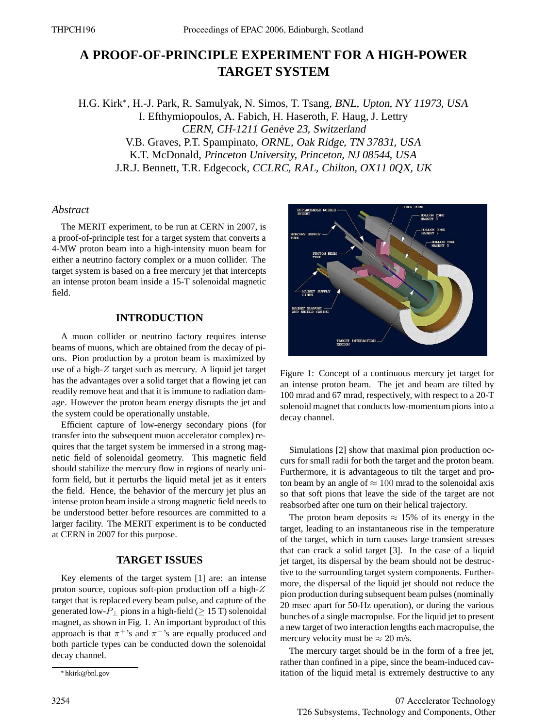# A PROOF-OF-PRINCIPLE EXPERIMENT FOR A HIGH-POWER TARGET SYSTEM

H.G. Kirk*, H.-J. Park, R. Samulyak, N. Simos, T. Tsang, *BNL, Upton, NY 11973, USA*
I. Efthymiopoulos, A. Fabich, H. Haseroth, F. Haug, J. Lettry
*CERN, CH-1211 Genève 23, Switzerland*
V.B. Graves, P.T. Spampinato, *ORNL, Oak Ridge, TN 37831, USA*
K.T. McDonald, *Princeton University, Princeton, NJ 08544, USA*
J.R.J. Bennett, T.R. Edgecock, *CCLRC, RAL, Chilton, OX11 0QX, UK*

### *Abstract*

The MERIT experiment, to be run at CERN in 2007, is a proof-of-principle test for a target system that converts a 4-MW proton beam into a high-intensity muon beam for either a neutrino factory complex or a muon collider. The target system is based on a free mercury jet that intercepts an intense proton beam inside a 15-T solenoidal magnetic field.

## INTRODUCTION

A muon collider or neutrino factory requires intense beams of muons, which are obtained from the decay of pions. Pion production by a proton beam is maximized by use of a high-$Z$ target such as mercury. A liquid jet target has the advantages over a solid target that a flowing jet can readily remove heat and that it is immune to radiation damage. However the proton beam energy disrupts the jet and the system could be operationally unstable.

Efficient capture of low-energy secondary pions (for transfer into the subsequent muon accelerator complex) requires that the target system be immersed in a strong magnetic field of solenoidal geometry. This magnetic field should stabilize the mercury flow in regions of nearly uniform field, but it perturbs the liquid metal jet as it enters the field. Hence, the behavior of the mercury jet plus an intense proton beam inside a strong magnetic field needs to be understood better before resources are committed to a larger facility. The MERIT experiment is to be conducted at CERN in 2007 for this purpose.

## TARGET ISSUES

Key elements of the target system [1] are: an intense proton source, copious soft-pion production off a high-$Z$ target that is replaced every beam pulse, and capture of the generated low-$P_\perp$ pions in a high-field ($\geq$ 15 T) solenoidal magnet, as shown in Fig. 1. An important byproduct of this approach is that $\pi^+$'s and $\pi^-$'s are equally produced and both particle types can be conducted down the solenoidal decay channel.

Figure 1: Concept of a continuous mercury jet target for an intense proton beam. The jet and beam are tilted by 100 mrad and 67 mrad, respectively, with respect to a 20-T solenoid magnet that conducts low-momentum pions into a decay channel.

Simulations [2] show that maximal pion production occurs for small radii for both the target and the proton beam. Furthermore, it is advantageous to tilt the target and proton beam by an angle of $\approx 100$ mrad to the solenoidal axis so that soft pions that leave the side of the target are not reabsorbed after one turn on their helical trajectory.

The proton beam deposits $\approx$ 15% of its energy in the target, leading to an instantaneous rise in the temperature of the target, which in turn causes large transient stresses that can crack a solid target [3]. In the case of a liquid jet target, its dispersal by the beam should not be destructive to the surrounding target system components. Furthermore, the dispersal of the liquid jet should not reduce the pion production during subsequent beam pulses (nominally 20 msec apart for 50-Hz operation), or during the various bunches of a single macropulse. For the liquid jet to present a new target of two interaction lengths each macropulse, the mercury velocity must be $\approx 20$ m/s.

The mercury target should be in the form of a free jet, rather than confined in a pipe, since the beam-induced cavitation of the liquid metal is extremely destructive to any

* hkirk@bnl.gov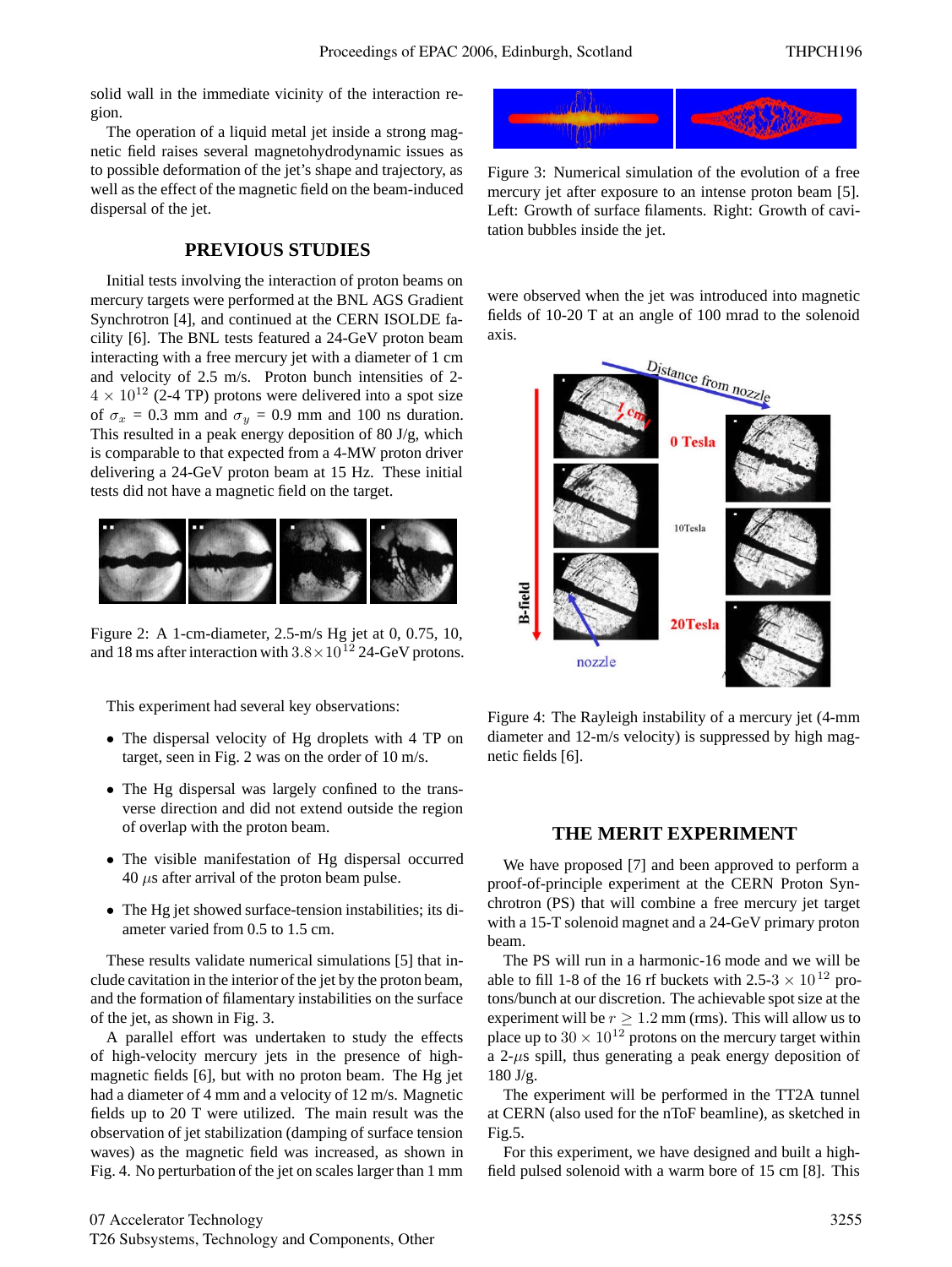solid wall in the immediate vicinity of the interaction region.

The operation of a liquid metal jet inside a strong magnetic field raises several magnetohydrodynamic issues as to possible deformation of the jet's shape and trajectory, as well as the effect of the magnetic field on the beam-induced dispersal of the jet.

## PREVIOUS STUDIES

Initial tests involving the interaction of proton beams on mercury targets were performed at the BNL AGS Gradient Synchrotron [4], and continued at the CERN ISOLDE facility [6]. The BNL tests featured a 24-GeV proton beam interacting with a free mercury jet with a diameter of 1 cm and velocity of 2.5 m/s. Proton bunch intensities of 2-$4 \times 10^{12}$ (2-4 TP) protons were delivered into a spot size of $\sigma_x$ = 0.3 mm and $\sigma_y$ = 0.9 mm and 100 ns duration. This resulted in a peak energy deposition of 80 J/g, which is comparable to that expected from a 4-MW proton driver delivering a 24-GeV proton beam at 15 Hz. These initial tests did not have a magnetic field on the target.

Figure 2: A 1-cm-diameter, 2.5-m/s Hg jet at 0, 0.75, 10, and 18 ms after interaction with $3.8 \times 10^{12}$ 24-GeV protons.

This experiment had several key observations:

- The dispersal velocity of Hg droplets with 4 TP on target, seen in Fig. 2 was on the order of 10 m/s.
- The Hg dispersal was largely confined to the transverse direction and did not extend outside the region of overlap with the proton beam.
- The visible manifestation of Hg dispersal occurred 40 $\mu$s after arrival of the proton beam pulse.
- The Hg jet showed surface-tension instabilities; its diameter varied from 0.5 to 1.5 cm.

These results validate numerical simulations [5] that include cavitation in the interior of the jet by the proton beam, and the formation of filamentary instabilities on the surface of the jet, as shown in Fig. 3.

A parallel effort was undertaken to study the effects of high-velocity mercury jets in the presence of high-magnetic fields [6], but with no proton beam. The Hg jet had a diameter of 4 mm and a velocity of 12 m/s. Magnetic fields up to 20 T were utilized. The main result was the observation of jet stabilization (damping of surface tension waves) as the magnetic field was increased, as shown in Fig. 4. No perturbation of the jet on scales larger than 1 mm were observed when the jet was introduced into magnetic fields of 10-20 T at an angle of 100 mrad to the solenoid axis.

Figure 3: Numerical simulation of the evolution of a free mercury jet after exposure to an intense proton beam [5]. Left: Growth of surface filaments. Right: Growth of cavitation bubbles inside the jet.

Figure 4: The Rayleigh instability of a mercury jet (4-mm diameter and 12-m/s velocity) is suppressed by high magnetic fields [6].

## THE MERIT EXPERIMENT

We have proposed [7] and been approved to perform a proof-of-principle experiment at the CERN Proton Synchrotron (PS) that will combine a free mercury jet target with a 15-T solenoid magnet and a 24-GeV primary proton beam.

The PS will run in a harmonic-16 mode and we will be able to fill 1-8 of the 16 rf buckets with 2.5-3 $\times 10^{12}$ protons/bunch at our discretion. The achievable spot size at the experiment will be $r \geq 1.2$ mm (rms). This will allow us to place up to $30 \times 10^{12}$ protons on the mercury target within a 2-$\mu$s spill, thus generating a peak energy deposition of 180 J/g.

The experiment will be performed in the TT2A tunnel at CERN (also used for the nToF beamline), as sketched in Fig.5.

For this experiment, we have designed and built a high-field pulsed solenoid with a warm bore of 15 cm [8]. This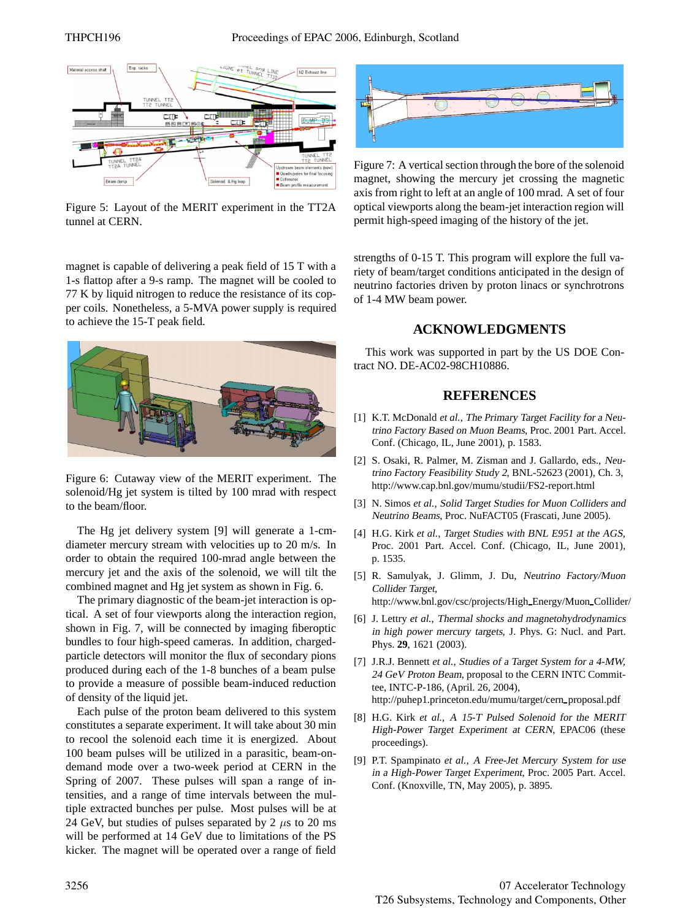Figure 5: Layout of the MERIT experiment in the TT2A tunnel at CERN.

magnet is capable of delivering a peak field of 15 T with a 1-s flattop after a 9-s ramp. The magnet will be cooled to 77 K by liquid nitrogen to reduce the resistance of its copper coils. Nonetheless, a 5-MVA power supply is required to achieve the 15-T peak field.

Figure 6: Cutaway view of the MERIT experiment. The solenoid/Hg jet system is tilted by 100 mrad with respect to the beam/floor.

The Hg jet delivery system [9] will generate a 1-cm-diameter mercury stream with velocities up to 20 m/s. In order to obtain the required 100-mrad angle between the mercury jet and the axis of the solenoid, we will tilt the combined magnet and Hg jet system as shown in Fig. 6.

The primary diagnostic of the beam-jet interaction is optical. A set of four viewports along the interaction region, shown in Fig. 7, will be connected by imaging fiberoptic bundles to four high-speed cameras. In addition, charged-particle detectors will monitor the flux of secondary pions produced during each of the 1-8 bunches of a beam pulse to provide a measure of possible beam-induced reduction of density of the liquid jet.

Each pulse of the proton beam delivered to this system constitutes a separate experiment. It will take about 30 min to recool the solenoid each time it is energized. About 100 beam pulses will be utilized in a parasitic, beam-on-demand mode over a two-week period at CERN in the Spring of 2007. These pulses will span a range of intensities, and a range of time intervals between the multiple extracted bunches per pulse. Most pulses will be at 24 GeV, but studies of pulses separated by 2 $\mu$s to 20 ms will be performed at 14 GeV due to limitations of the PS kicker. The magnet will be operated over a range of field strengths of 0-15 T. This program will explore the full variety of beam/target conditions anticipated in the design of neutrino factories driven by proton linacs or synchrotrons of 1-4 MW beam power.

Figure 7: A vertical section through the bore of the solenoid magnet, showing the mercury jet crossing the magnetic axis from right to left at an angle of 100 mrad. A set of four optical viewports along the beam-jet interaction region will permit high-speed imaging of the history of the jet.

## ACKNOWLEDGMENTS

This work was supported in part by the US DOE Contract NO. DE-AC02-98CH10886.

## REFERENCES

[1] K.T. McDonald *et al.*, *The Primary Target Facility for a Neutrino Factory Based on Muon Beams*, Proc. 2001 Part. Accel. Conf. (Chicago, IL, June 2001), p. 1583.

[2] S. Osaki, R. Palmer, M. Zisman and J. Gallardo, eds., *Neutrino Factory Feasibility Study 2*, BNL-52623 (2001), Ch. 3, http://www.cap.bnl.gov/mumu/studii/FS2-report.html

[3] N. Simos *et al.*, *Solid Target Studies for Muon Colliders and Neutrino Beams*, Proc. NuFACT05 (Frascati, June 2005).

[4] H.G. Kirk *et al.*, *Target Studies with BNL E951 at the AGS*, Proc. 2001 Part. Accel. Conf. (Chicago, IL, June 2001), p. 1535.

[5] R. Samulyak, J. Glimm, J. Du, *Neutrino Factory/Muon Collider Target*, http://www.bnl.gov/csc/projects/High_Energy/Muon_Collider/

[6] J. Lettry *et al.*, *Thermal shocks and magnetohydrodynamics in high power mercury targets*, J. Phys. G: Nucl. and Part. Phys. **29**, 1621 (2003).

[7] J.R.J. Bennett *et al.*, *Studies of a Target System for a 4-MW, 24 GeV Proton Beam*, proposal to the CERN INTC Committee, INTC-P-186, (April. 26, 2004), http://puhep1.princeton.edu/mumu/target/cern_proposal.pdf

[8] H.G. Kirk *et al.*, *A 15-T Pulsed Solenoid for the MERIT High-Power Target Experiment at CERN*, EPAC06 (these proceedings).

[9] P.T. Spampinato *et al.*, *A Free-Jet Mercury System for use in a High-Power Target Experiment*, Proc. 2005 Part. Accel. Conf. (Knoxville, TN, May 2005), p. 3895.